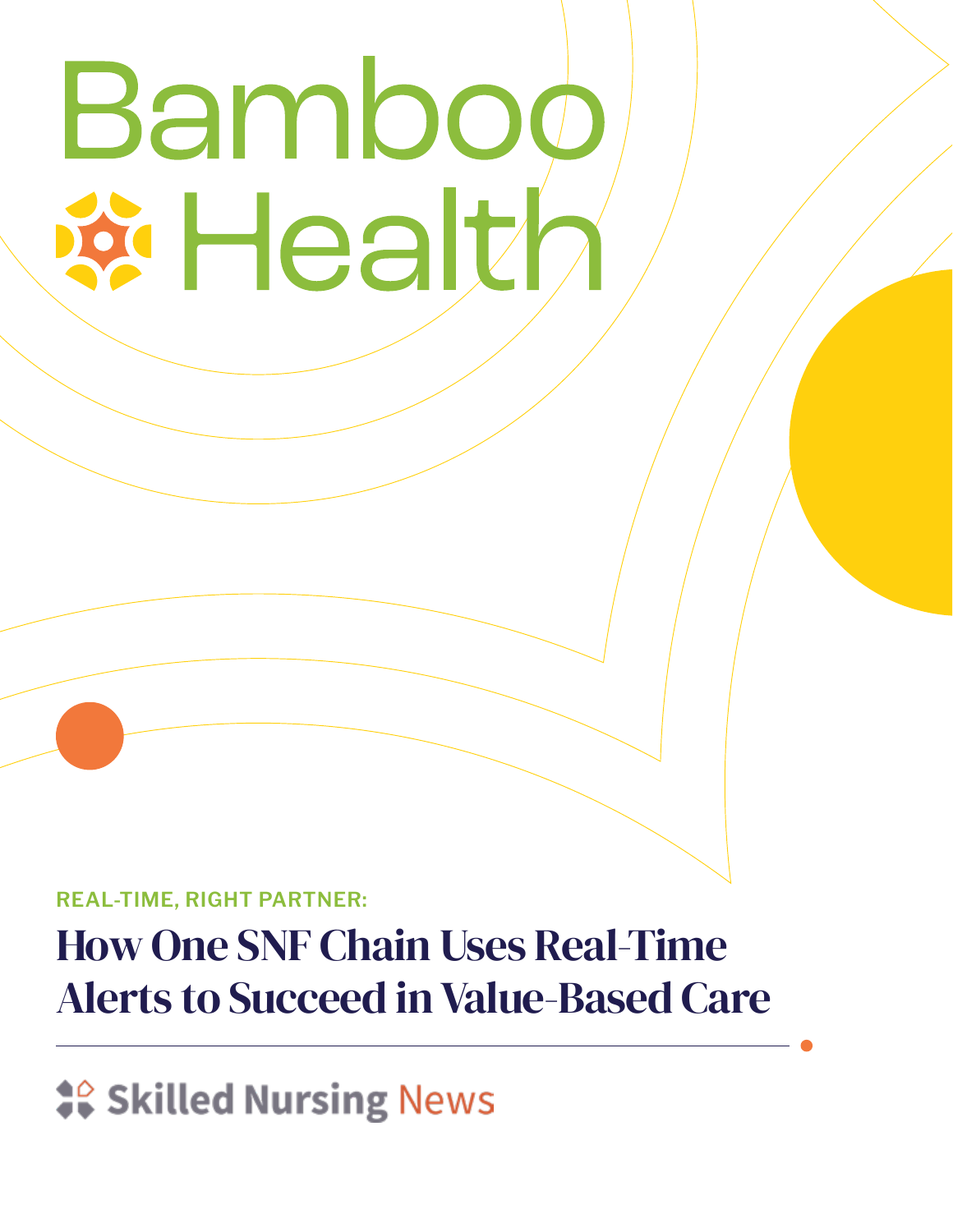Bamboo Health

REAL-TIME, RIGHT PARTNER:

# How One SNF Chain Uses Real-Time Alerts to Succeed in Value-Based Care

Skilled Nursing News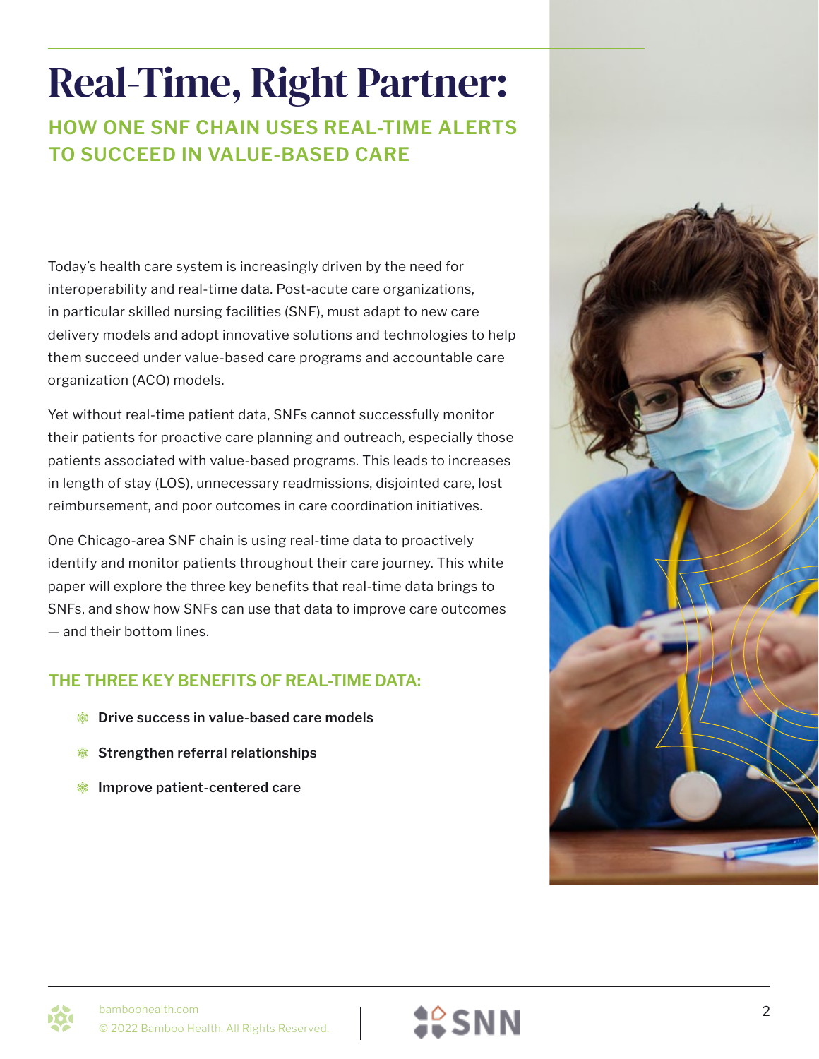# Real-Time, Right Partner:

## HOW ONE SNF CHAIN USES REAL-TIME ALERTS TO SUCCEED IN VALUE-BASED CARE

Today's health care system is increasingly driven by the need for interoperability and real-time data. Post-acute care organizations, in particular skilled nursing facilities (SNF), must adapt to new care delivery models and adopt innovative solutions and technologies to help them succeed under value-based care programs and accountable care organization (ACO) models.

Yet without real-time patient data, SNFs cannot successfully monitor their patients for proactive care planning and outreach, especially those patients associated with value-based programs. This leads to increases in length of stay (LOS), unnecessary readmissions, disjointed care, lost reimbursement, and poor outcomes in care coordination initiatives.

One Chicago-area SNF chain is using real-time data to proactively identify and monitor patients throughout their care journey. This white paper will explore the three key benefits that real-time data brings to SNFs, and show how SNFs can use that data to improve care outcomes — and their bottom lines.

### THE THREE KEY BENEFITS OF REAL-TIME DATA:

- **Drive success in value-based care models**
- **Strengthen referral relationships**
- **Improve patient-centered care**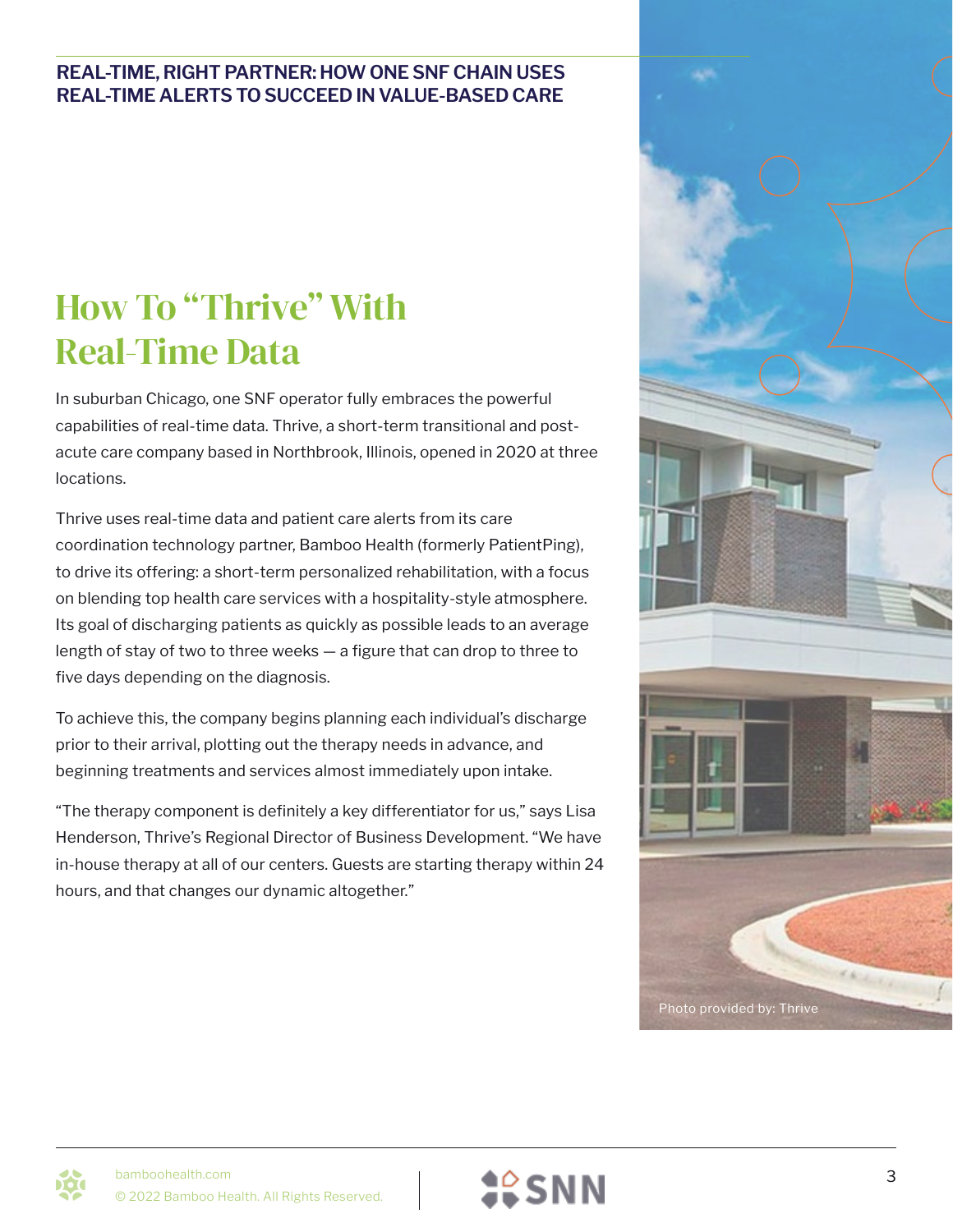# How To "Thrive" With Real-Time Data

In suburban Chicago, one SNF operator fully embraces the powerful capabilities of real-time data. Thrive, a short-term transitional and post-acute care company based in Northbrook, Illinois, opened in 2020 at three locations.

Thrive uses real-time data and patient care alerts from its care coordination technology partner, Bamboo Health (formerly PatientPing), to drive its offering: a short-term personalized rehabilitation, with a focus on blending top health care services with a hospitality-style atmosphere. Its goal of discharging patients as quickly as possible leads to an average length of stay of two to three weeks — a figure that can drop to three to five days depending on the diagnosis.

To achieve this, the company begins planning each individual's discharge prior to their arrival, plotting out the therapy needs in advance, and beginning treatments and services almost immediately upon intake.

"The therapy component is definitely a key differentiator for us," says Lisa Henderson, Thrive's Regional Director of Business Development. "We have in-house therapy at all of our centers. Guests are starting therapy within 24 hours, and that changes our dynamic altogether."

Photo provided by: Thrive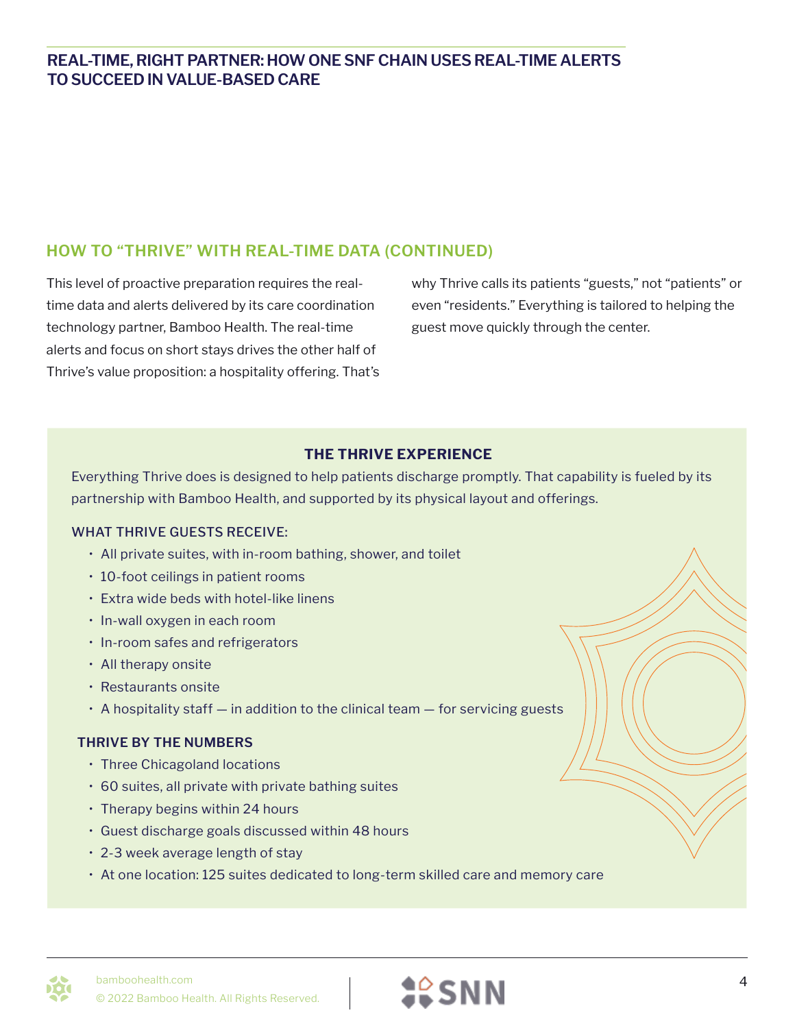## HOW TO "THRIVE" WITH REAL-TIME DATA (CONTINUED)

This level of proactive preparation requires the real-time data and alerts delivered by its care coordination technology partner, Bamboo Health. The real-time alerts and focus on short stays drives the other half of Thrive's value proposition: a hospitality offering. That's why Thrive calls its patients "guests," not "patients" or even "residents." Everything is tailored to helping the guest move quickly through the center.

### THE THRIVE EXPERIENCE

Everything Thrive does is designed to help patients discharge promptly. That capability is fueled by its partnership with Bamboo Health, and supported by its physical layout and offerings.

#### WHAT THRIVE GUESTS RECEIVE:

- All private suites, with in-room bathing, shower, and toilet
- 10-foot ceilings in patient rooms
- Extra wide beds with hotel-like linens
- In-wall oxygen in each room
- In-room safes and refrigerators
- All therapy onsite
- Restaurants onsite
- A hospitality staff — in addition to the clinical team — for servicing guests

#### THRIVE BY THE NUMBERS

- Three Chicagoland locations
- 60 suites, all private with private bathing suites
- Therapy begins within 24 hours
- Guest discharge goals discussed within 48 hours
- 2-3 week average length of stay
- At one location: 125 suites dedicated to long-term skilled care and memory care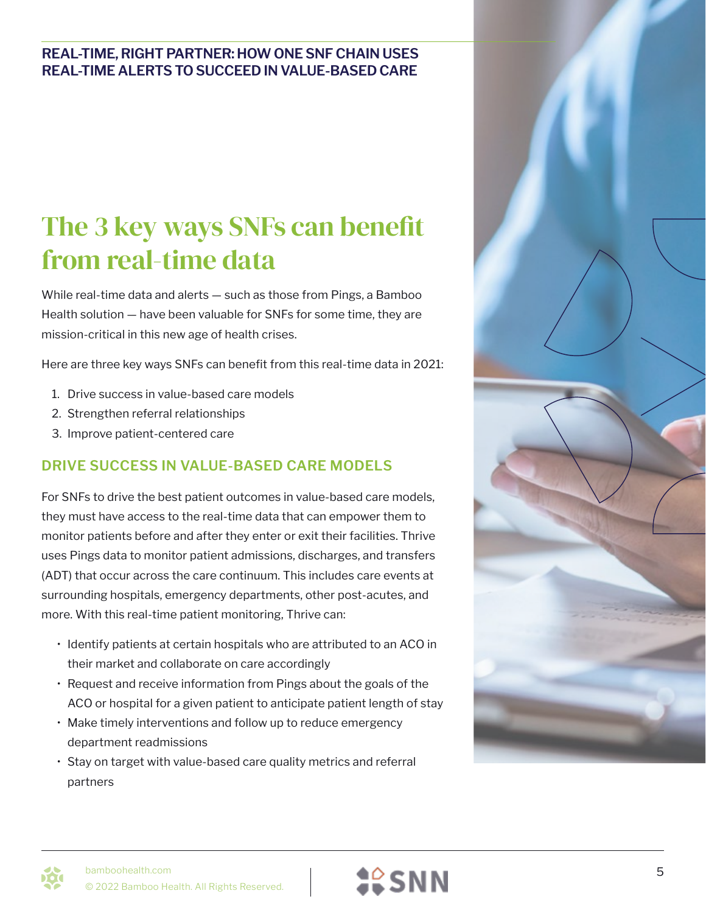# The 3 key ways SNFs can benefit from real-time data

While real-time data and alerts — such as those from Pings, a Bamboo Health solution — have been valuable for SNFs for some time, they are mission-critical in this new age of health crises.

Here are three key ways SNFs can benefit from this real-time data in 2021:

1. Drive success in value-based care models
2. Strengthen referral relationships
3. Improve patient-centered care

## DRIVE SUCCESS IN VALUE-BASED CARE MODELS

For SNFs to drive the best patient outcomes in value-based care models, they must have access to the real-time data that can empower them to monitor patients before and after they enter or exit their facilities. Thrive uses Pings data to monitor patient admissions, discharges, and transfers (ADT) that occur across the care continuum. This includes care events at surrounding hospitals, emergency departments, other post-acutes, and more. With this real-time patient monitoring, Thrive can:

- Identify patients at certain hospitals who are attributed to an ACO in their market and collaborate on care accordingly
- Request and receive information from Pings about the goals of the ACO or hospital for a given patient to anticipate patient length of stay
- Make timely interventions and follow up to reduce emergency department readmissions
- Stay on target with value-based care quality metrics and referral partners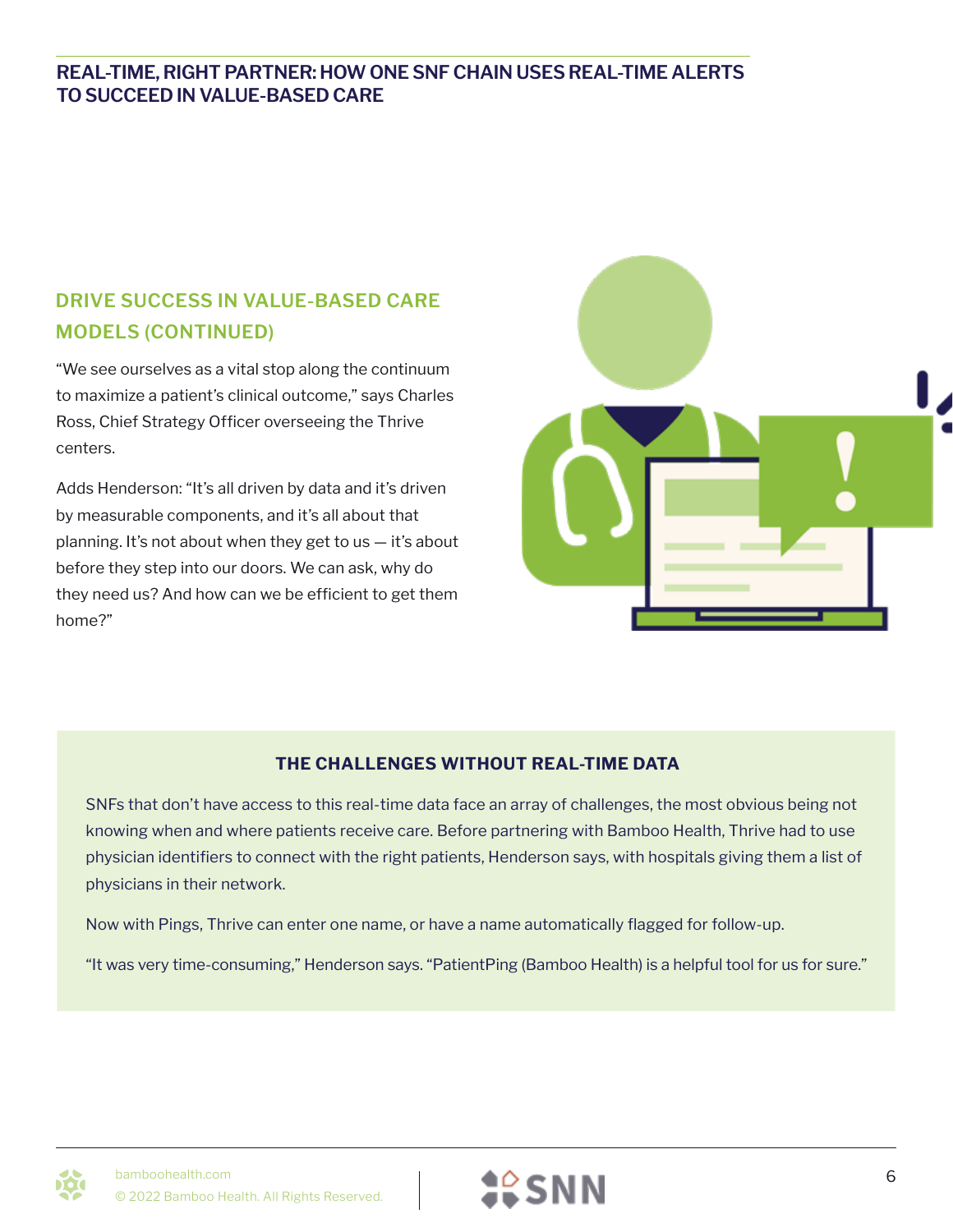## DRIVE SUCCESS IN VALUE-BASED CARE MODELS (CONTINUED)

"We see ourselves as a vital stop along the continuum to maximize a patient's clinical outcome," says Charles Ross, Chief Strategy Officer overseeing the Thrive centers.

Adds Henderson: "It's all driven by data and it's driven by measurable components, and it's all about that planning. It's not about when they get to us — it's about before they step into our doors. We can ask, why do they need us? And how can we be efficient to get them home?"

### THE CHALLENGES WITHOUT REAL-TIME DATA

SNFs that don't have access to this real-time data face an array of challenges, the most obvious being not knowing when and where patients receive care. Before partnering with Bamboo Health, Thrive had to use physician identifiers to connect with the right patients, Henderson says, with hospitals giving them a list of physicians in their network.

Now with Pings, Thrive can enter one name, or have a name automatically flagged for follow-up.

"It was very time-consuming," Henderson says. "PatientPing (Bamboo Health) is a helpful tool for us for sure."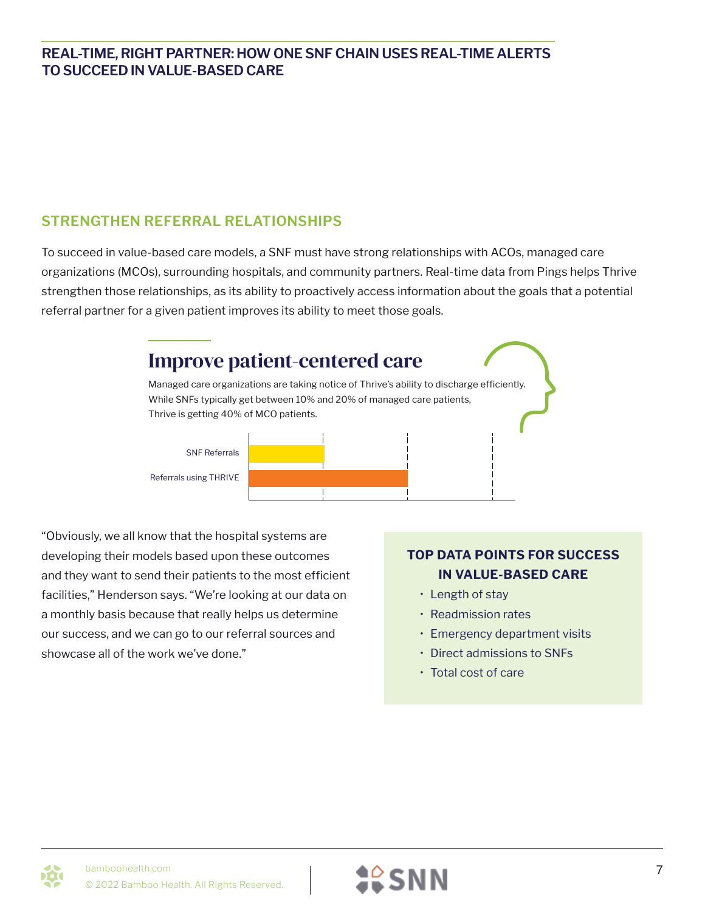## STRENGTHEN REFERRAL RELATIONSHIPS

To succeed in value-based care models, a SNF must have strong relationships with ACOs, managed care organizations (MCOs), surrounding hospitals, and community partners. Real-time data from Pings helps Thrive strengthen those relationships, as its ability to proactively access information about the goals that a potential referral partner for a given patient improves its ability to meet those goals.

### Improve patient-centered care

Managed care organizations are taking notice of Thrive's ability to discharge efficiently. While SNFs typically get between 10% and 20% of managed care patients, Thrive is getting 40% of MCO patients.

SNF Referrals

Referrals using THRIVE

"Obviously, we all know that the hospital systems are developing their models based upon these outcomes and they want to send their patients to the most efficient facilities," Henderson says. "We're looking at our data on a monthly basis because that really helps us determine our success, and we can go to our referral sources and showcase all of the work we've done."

**TOP DATA POINTS FOR SUCCESS IN VALUE-BASED CARE**

- Length of stay
- Readmission rates
- Emergency department visits
- Direct admissions to SNFs
- Total cost of care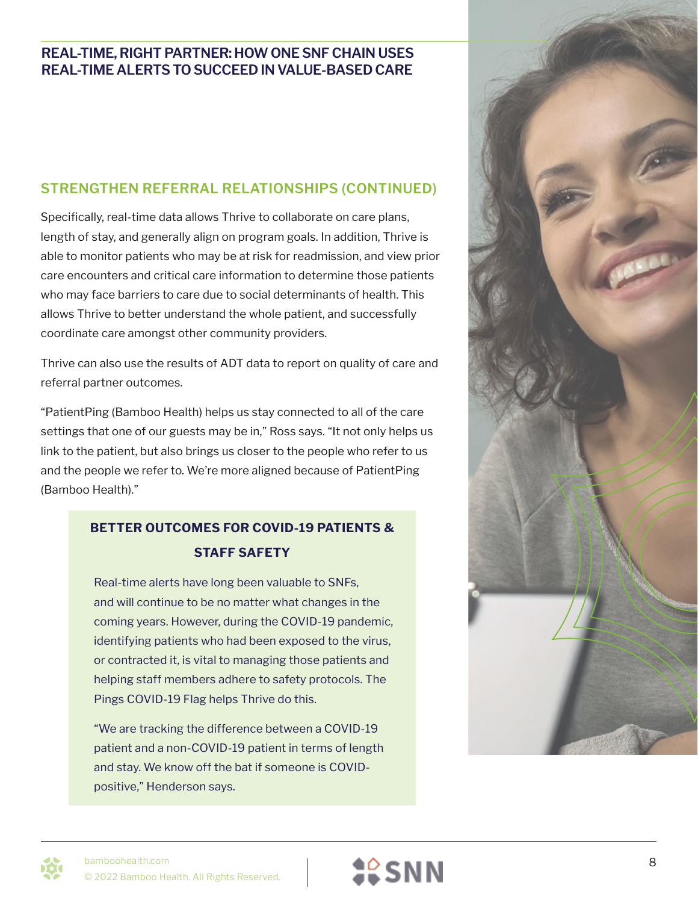## STRENGTHEN REFERRAL RELATIONSHIPS (CONTINUED)

Specifically, real-time data allows Thrive to collaborate on care plans, length of stay, and generally align on program goals. In addition, Thrive is able to monitor patients who may be at risk for readmission, and view prior care encounters and critical care information to determine those patients who may face barriers to care due to social determinants of health. This allows Thrive to better understand the whole patient, and successfully coordinate care amongst other community providers.

Thrive can also use the results of ADT data to report on quality of care and referral partner outcomes.

"PatientPing (Bamboo Health) helps us stay connected to all of the care settings that one of our guests may be in," Ross says. "It not only helps us link to the patient, but also brings us closer to the people who refer to us and the people we refer to. We're more aligned because of PatientPing (Bamboo Health)."

### BETTER OUTCOMES FOR COVID-19 PATIENTS & STAFF SAFETY

Real-time alerts have long been valuable to SNFs, and will continue to be no matter what changes in the coming years. However, during the COVID-19 pandemic, identifying patients who had been exposed to the virus, or contracted it, is vital to managing those patients and helping staff members adhere to safety protocols. The Pings COVID-19 Flag helps Thrive do this.

"We are tracking the difference between a COVID-19 patient and a non-COVID-19 patient in terms of length and stay. We know off the bat if someone is COVID-positive," Henderson says.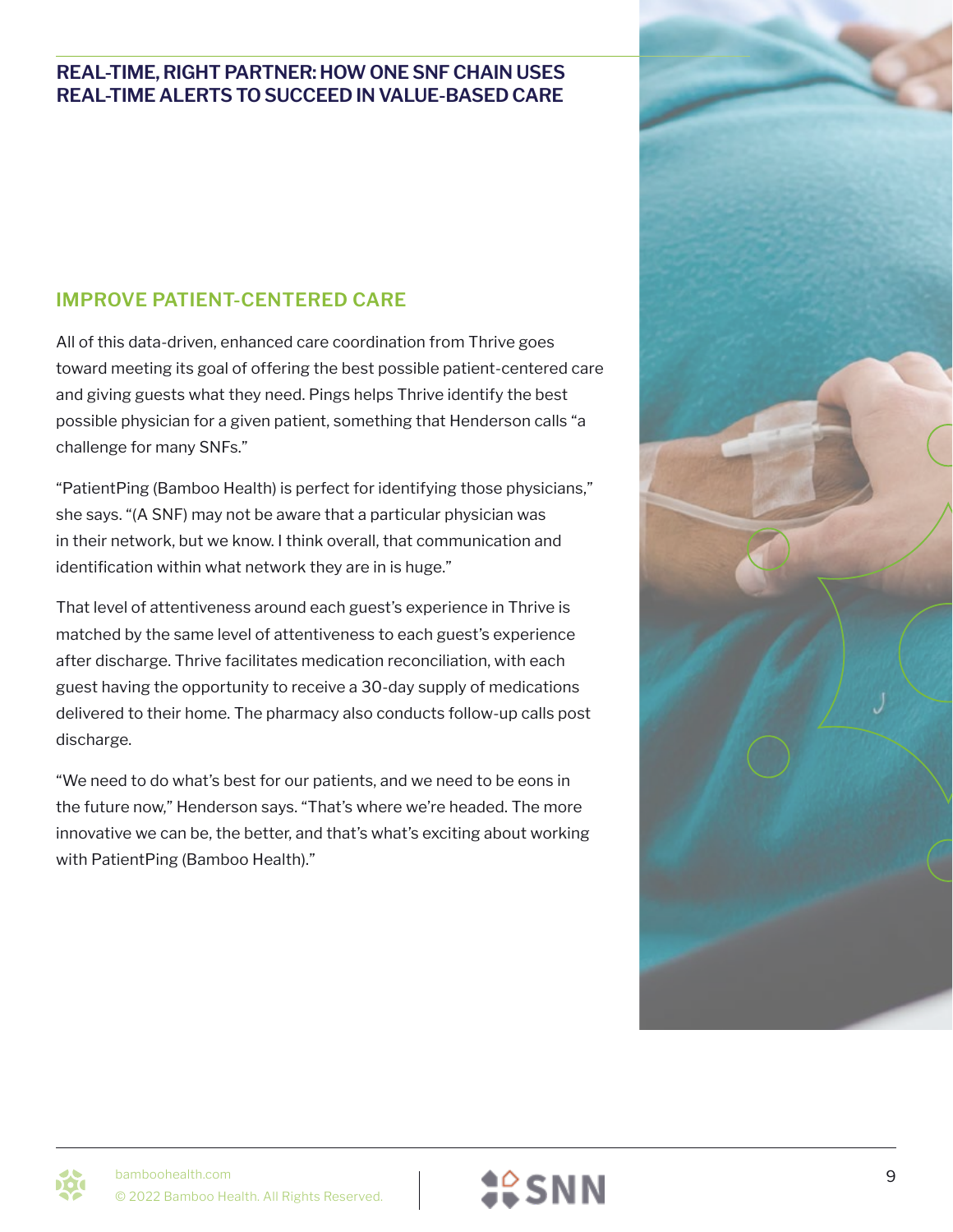## IMPROVE PATIENT-CENTERED CARE

All of this data-driven, enhanced care coordination from Thrive goes toward meeting its goal of offering the best possible patient-centered care and giving guests what they need. Pings helps Thrive identify the best possible physician for a given patient, something that Henderson calls “a challenge for many SNFs.”

“PatientPing (Bamboo Health) is perfect for identifying those physicians,” she says. “(A SNF) may not be aware that a particular physician was in their network, but we know. I think overall, that communication and identification within what network they are in is huge.”

That level of attentiveness around each guest’s experience in Thrive is matched by the same level of attentiveness to each guest’s experience after discharge. Thrive facilitates medication reconciliation, with each guest having the opportunity to receive a 30-day supply of medications delivered to their home. The pharmacy also conducts follow-up calls post discharge.

“We need to do what’s best for our patients, and we need to be eons in the future now,” Henderson says. “That’s where we’re headed. The more innovative we can be, the better, and that’s what’s exciting about working with PatientPing (Bamboo Health).”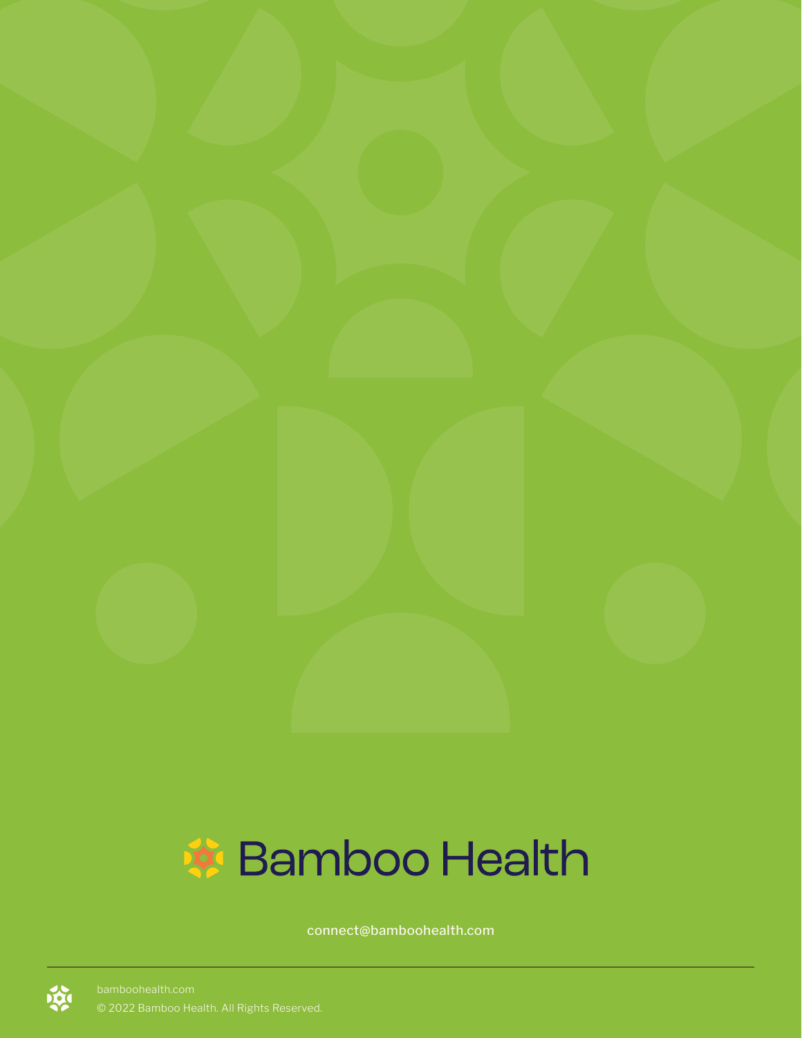Bamboo Health

connect@bamboohealth.com

bamboohealth.com

© 2022 Bamboo Health. All Rights Reserved.